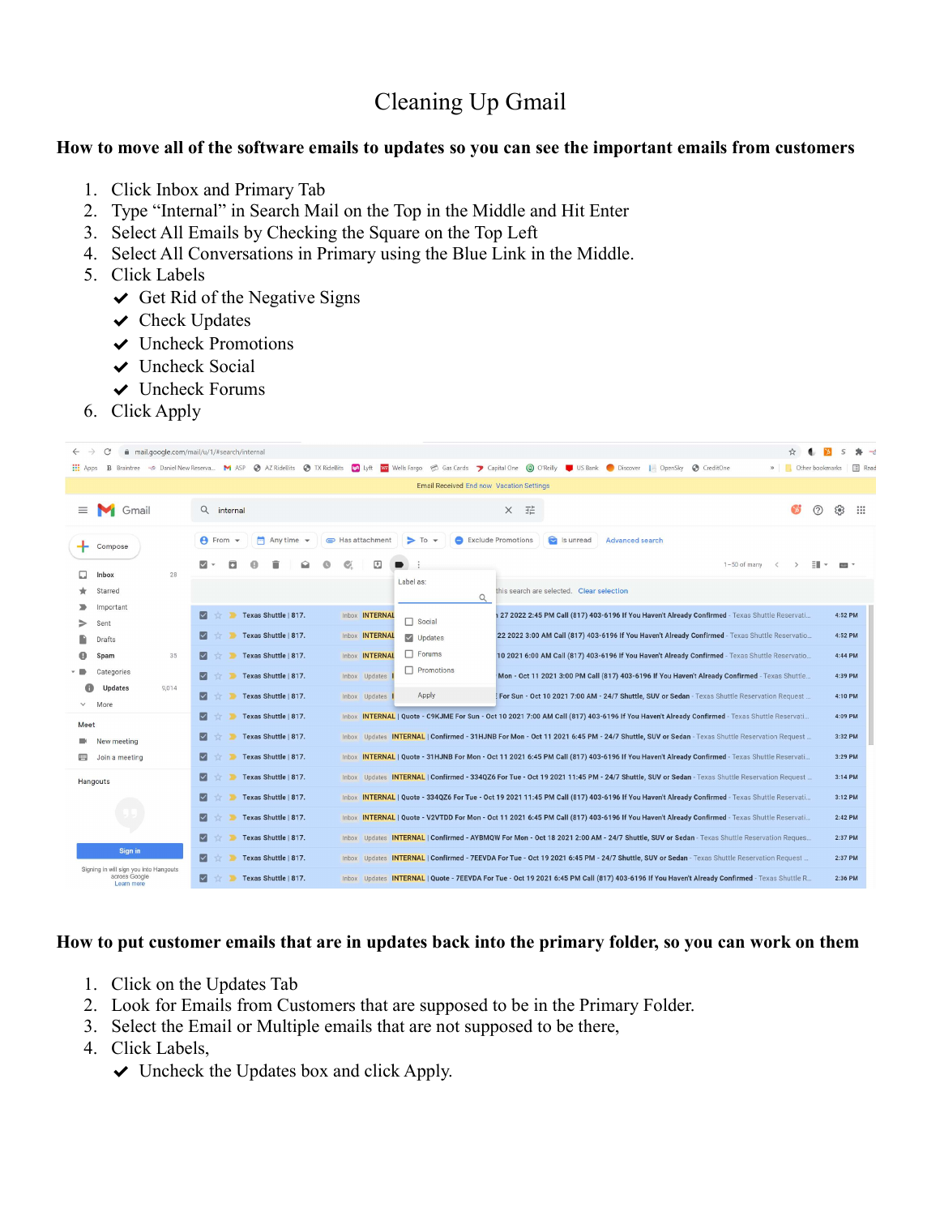# Cleaning Up Gmail

**How to move all of the software emails to updates so you can see the important emails from customers**

1. Click Inbox and Primary Tab
2. Type "Internal" in Search Mail on the Top in the Middle and Hit Enter
3. Select All Emails by Checking the Square on the Top Left
4. Select All Conversations in Primary using the Blue Link in the Middle.
5. Click Labels
   - ✔ Get Rid of the Negative Signs
   - ✔ Check Updates
   - ✔ Uncheck Promotions
   - ✔ Uncheck Social
   - ✔ Uncheck Forums
6. Click Apply

**How to put customer emails that are in updates back into the primary folder, so you can work on them**

1. Click on the Updates Tab
2. Look for Emails from Customers that are supposed to be in the Primary Folder.
3. Select the Email or Multiple emails that are not supposed to be there,
4. Click Labels,
   - ✔ Uncheck the Updates box and click Apply.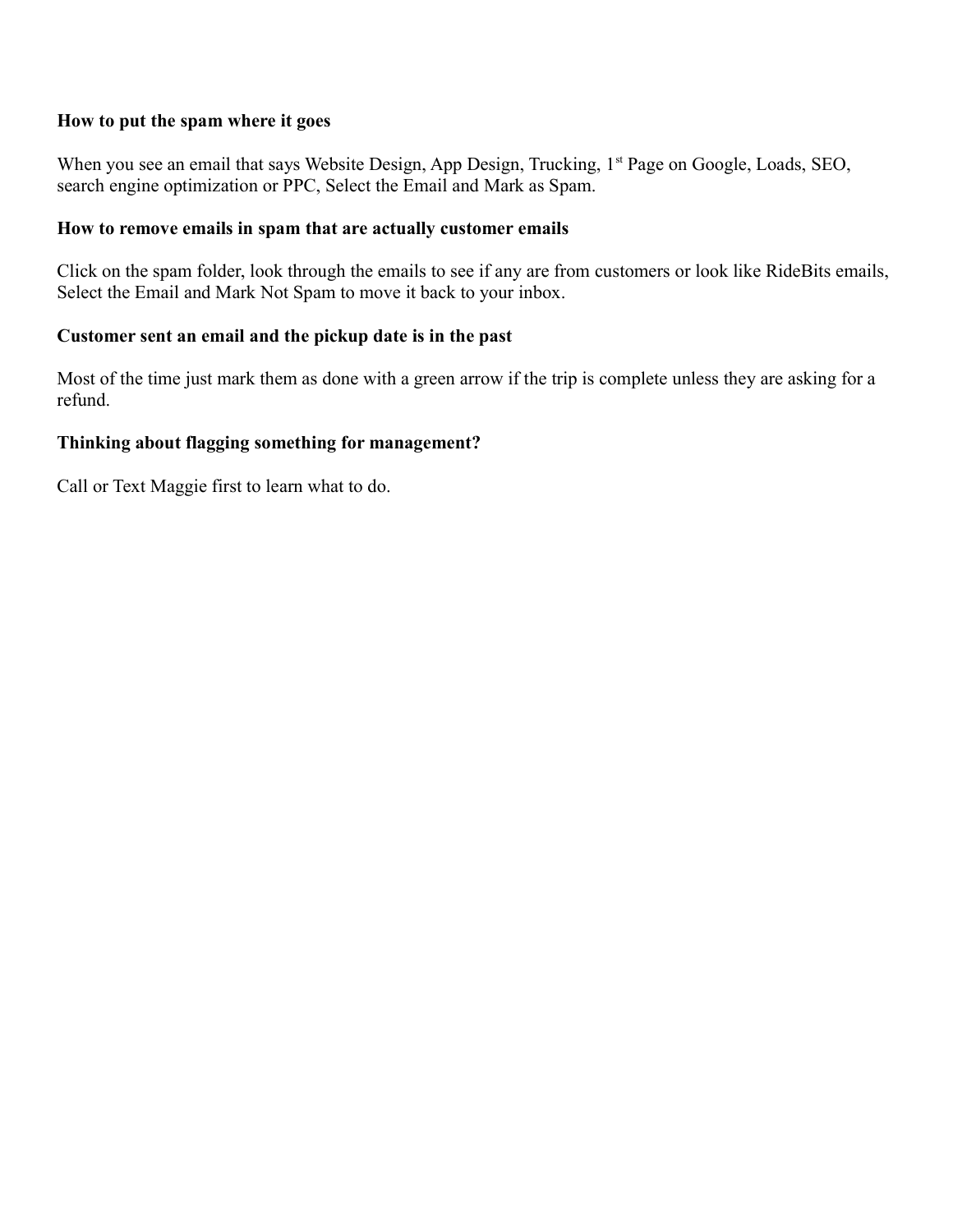**How to put the spam where it goes**

When you see an email that says Website Design, App Design, Trucking, 1st Page on Google, Loads, SEO, search engine optimization or PPC, Select the Email and Mark as Spam.

**How to remove emails in spam that are actually customer emails**

Click on the spam folder, look through the emails to see if any are from customers or look like RideBits emails, Select the Email and Mark Not Spam to move it back to your inbox.

**Customer sent an email and the pickup date is in the past**

Most of the time just mark them as done with a green arrow if the trip is complete unless they are asking for a refund.

**Thinking about flagging something for management?**

Call or Text Maggie first to learn what to do.